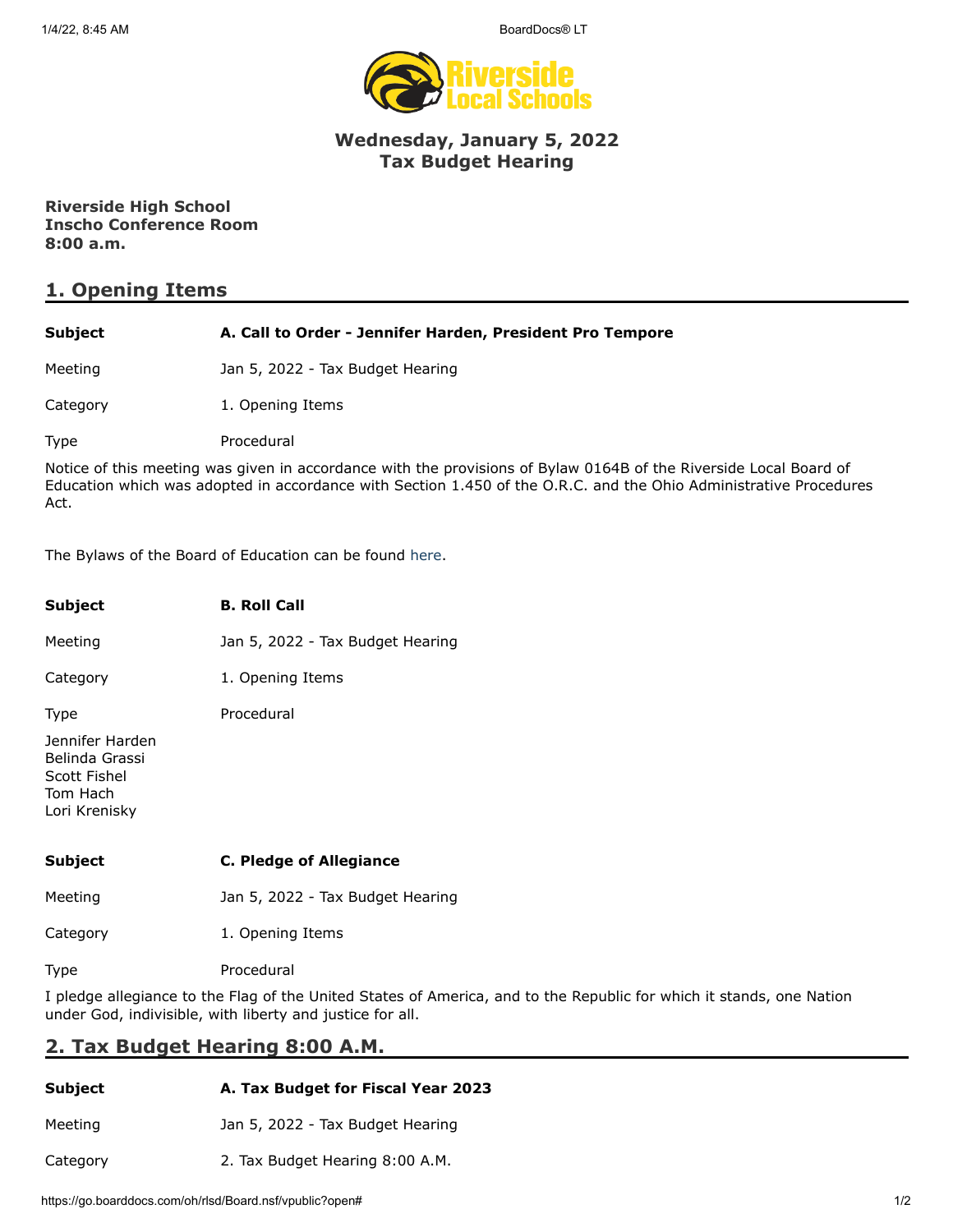## Wednesday, January 5, 2022
## Tax Budget Hearing

**Riverside High School**
**Inscho Conference Room**
**8:00 a.m.**

## 1. Opening Items

| | |
|---|---|
| **Subject** | **A. Call to Order - Jennifer Harden, President Pro Tempore** |
| Meeting | Jan 5, 2022 - Tax Budget Hearing |
| Category | 1. Opening Items |
| Type | Procedural |

Notice of this meeting was given in accordance with the provisions of Bylaw 0164B of the Riverside Local Board of Education which was adopted in accordance with Section 1.450 of the O.R.C. and the Ohio Administrative Procedures Act.

The Bylaws of the Board of Education can be found here.

| | |
|---|---|
| **Subject** | **B. Roll Call** |
| Meeting | Jan 5, 2022 - Tax Budget Hearing |
| Category | 1. Opening Items |
| Type | Procedural |

Jennifer Harden
Belinda Grassi
Scott Fishel
Tom Hach
Lori Krenisky

| | |
|---|---|
| **Subject** | **C. Pledge of Allegiance** |
| Meeting | Jan 5, 2022 - Tax Budget Hearing |
| Category | 1. Opening Items |
| Type | Procedural |

I pledge allegiance to the Flag of the United States of America, and to the Republic for which it stands, one Nation under God, indivisible, with liberty and justice for all.

## 2. Tax Budget Hearing 8:00 A.M.

| | |
|---|---|
| **Subject** | **A. Tax Budget for Fiscal Year 2023** |
| Meeting | Jan 5, 2022 - Tax Budget Hearing |
| Category | 2. Tax Budget Hearing 8:00 A.M. |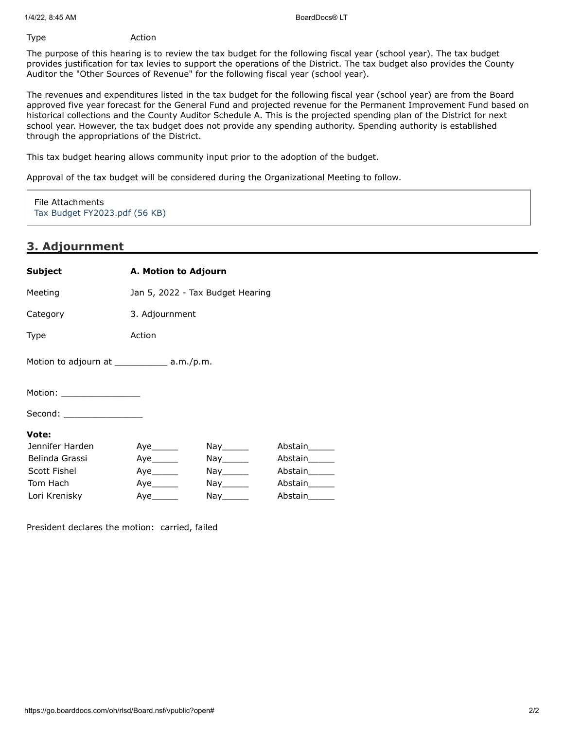| | |
|---|---|
| Type | Action |

The purpose of this hearing is to review the tax budget for the following fiscal year (school year). The tax budget provides justification for tax levies to support the operations of the District. The tax budget also provides the County Auditor the "Other Sources of Revenue" for the following fiscal year (school year).

The revenues and expenditures listed in the tax budget for the following fiscal year (school year) are from the Board approved five year forecast for the General Fund and projected revenue for the Permanent Improvement Fund based on historical collections and the County Auditor Schedule A. This is the projected spending plan of the District for next school year. However, the tax budget does not provide any spending authority. Spending authority is established through the appropriations of the District.

This tax budget hearing allows community input prior to the adoption of the budget.

Approval of the tax budget will be considered during the Organizational Meeting to follow.

File Attachments
Tax Budget FY2023.pdf (56 KB)

## 3. Adjournment

| | |
|---|---|
| **Subject** | **A. Motion to Adjourn** |
| Meeting | Jan 5, 2022 - Tax Budget Hearing |
| Category | 3. Adjournment |
| Type | Action |

Motion to adjourn at __________ a.m./p.m.

Motion: _______________

Second: _______________

**Vote:**

| | | | |
|---|---|---|---|
| Jennifer Harden | Aye_____ | Nay_____ | Abstain_____ |
| Belinda Grassi | Aye_____ | Nay_____ | Abstain_____ |
| Scott Fishel | Aye_____ | Nay_____ | Abstain_____ |
| Tom Hach | Aye_____ | Nay_____ | Abstain_____ |
| Lori Krenisky | Aye_____ | Nay_____ | Abstain_____ |

President declares the motion: carried, failed